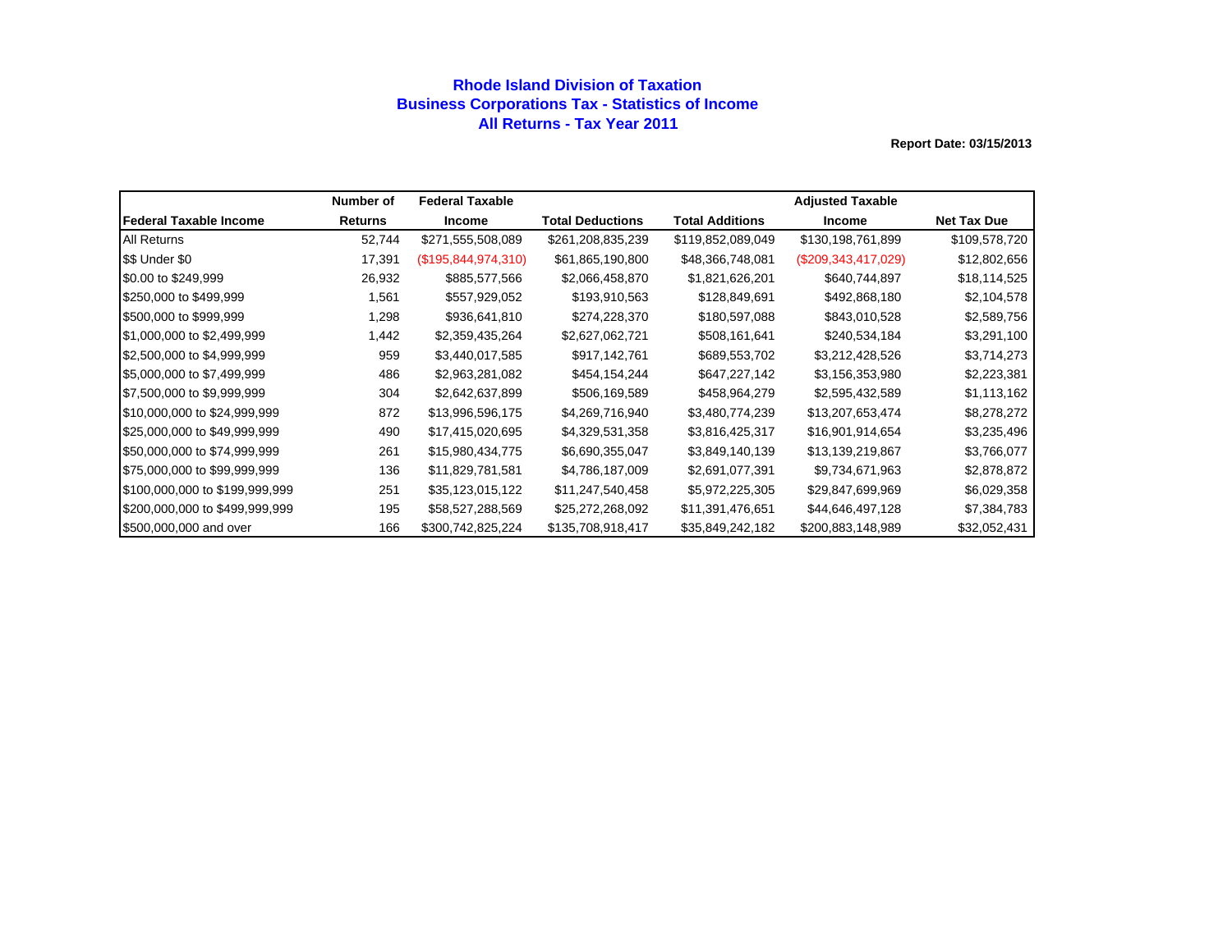# Rhode Island Division of Taxation
## Business Corporations Tax - Statistics of Income
## All Returns - Tax Year 2011

**Report Date: 03/15/2013**

| Federal Taxable Income | Number of Returns | Federal Taxable Income | Total Deductions | Total Additions | Adjusted Taxable Income | Net Tax Due |
|---|---|---|---|---|---|---|
| All Returns | 52,744 | $271,555,508,089 | $261,208,835,239 | $119,852,089,049 | $130,198,761,899 | $109,578,720 |
| $$ Under $0 | 17,391 | ($195,844,974,310) | $61,865,190,800 | $48,366,748,081 | ($209,343,417,029) | $12,802,656 |
| $0.00 to $249,999 | 26,932 | $885,577,566 | $2,066,458,870 | $1,821,626,201 | $640,744,897 | $18,114,525 |
| $250,000 to $499,999 | 1,561 | $557,929,052 | $193,910,563 | $128,849,691 | $492,868,180 | $2,104,578 |
| $500,000 to $999,999 | 1,298 | $936,641,810 | $274,228,370 | $180,597,088 | $843,010,528 | $2,589,756 |
| $1,000,000 to $2,499,999 | 1,442 | $2,359,435,264 | $2,627,062,721 | $508,161,641 | $240,534,184 | $3,291,100 |
| $2,500,000 to $4,999,999 | 959 | $3,440,017,585 | $917,142,761 | $689,553,702 | $3,212,428,526 | $3,714,273 |
| $5,000,000 to $7,499,999 | 486 | $2,963,281,082 | $454,154,244 | $647,227,142 | $3,156,353,980 | $2,223,381 |
| $7,500,000 to $9,999,999 | 304 | $2,642,637,899 | $506,169,589 | $458,964,279 | $2,595,432,589 | $1,113,162 |
| $10,000,000 to $24,999,999 | 872 | $13,996,596,175 | $4,269,716,940 | $3,480,774,239 | $13,207,653,474 | $8,278,272 |
| $25,000,000 to $49,999,999 | 490 | $17,415,020,695 | $4,329,531,358 | $3,816,425,317 | $16,901,914,654 | $3,235,496 |
| $50,000,000 to $74,999,999 | 261 | $15,980,434,775 | $6,690,355,047 | $3,849,140,139 | $13,139,219,867 | $3,766,077 |
| $75,000,000 to $99,999,999 | 136 | $11,829,781,581 | $4,786,187,009 | $2,691,077,391 | $9,734,671,963 | $2,878,872 |
| $100,000,000 to $199,999,999 | 251 | $35,123,015,122 | $11,247,540,458 | $5,972,225,305 | $29,847,699,969 | $6,029,358 |
| $200,000,000 to $499,999,999 | 195 | $58,527,288,569 | $25,272,268,092 | $11,391,476,651 | $44,646,497,128 | $7,384,783 |
| $500,000,000 and over | 166 | $300,742,825,224 | $135,708,918,417 | $35,849,242,182 | $200,883,148,989 | $32,052,431 |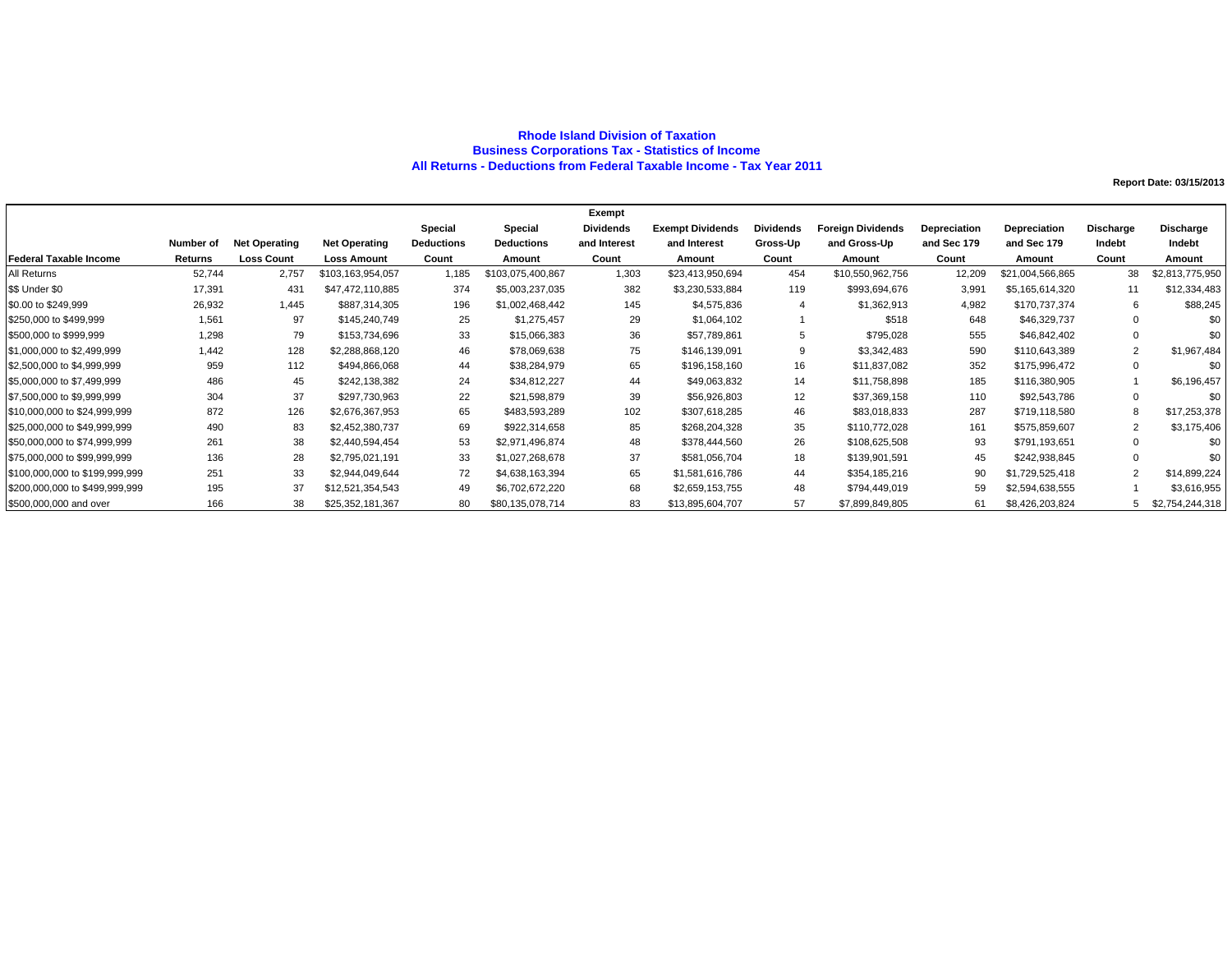# Rhode Island Division of Taxation
## Business Corporations Tax - Statistics of Income
## All Returns - Deductions from Federal Taxable Income - Tax Year 2011

**Report Date: 03/15/2013**

| Federal Taxable Income | Number of Returns | Net Operating Loss Count | Net Operating Loss Amount | Special Deductions Count | Special Deductions Amount | Exempt Dividends and Interest Count | Exempt Dividends and Interest Amount | Dividends Gross-Up Count | Foreign Dividends and Gross-Up Amount | Depreciation and Sec 179 Count | Depreciation and Sec 179 Amount | Discharge Indebt Count | Discharge Indebt Amount |
|---|---|---|---|---|---|---|---|---|---|---|---|---|---|
| All Returns | 52,744 | 2,757 | $103,163,954,057 | 1,185 | $103,075,400,867 | 1,303 | $23,413,950,694 | 454 | $10,550,962,756 | 12,209 | $21,004,566,865 | 38 | $2,813,775,950 |
| $$ Under $0 | 17,391 | 431 | $47,472,110,885 | 374 | $5,003,237,035 | 382 | $3,230,533,884 | 119 | $993,694,676 | 3,991 | $5,165,614,320 | 11 | $12,334,483 |
| $0.00 to $249,999 | 26,932 | 1,445 | $887,314,305 | 196 | $1,002,468,442 | 145 | $4,575,836 | 4 | $1,362,913 | 4,982 | $170,737,374 | 6 | $88,245 |
| $250,000 to $499,999 | 1,561 | 97 | $145,240,749 | 25 | $1,275,457 | 29 | $1,064,102 | 1 | $518 | 648 | $46,329,737 | 0 | $0 |
| $500,000 to $999,999 | 1,298 | 79 | $153,734,696 | 33 | $15,066,383 | 36 | $57,789,861 | 5 | $795,028 | 555 | $46,842,402 | 0 | $0 |
| $1,000,000 to $2,499,999 | 1,442 | 128 | $2,288,868,120 | 46 | $78,069,638 | 75 | $146,139,091 | 9 | $3,342,483 | 590 | $110,643,389 | 2 | $1,967,484 |
| $2,500,000 to $4,999,999 | 959 | 112 | $494,866,068 | 44 | $38,284,979 | 65 | $196,158,160 | 16 | $11,837,082 | 352 | $175,996,472 | 0 | $0 |
| $5,000,000 to $7,499,999 | 486 | 45 | $242,138,382 | 24 | $34,812,227 | 44 | $49,063,832 | 14 | $11,758,898 | 185 | $116,380,905 | 1 | $6,196,457 |
| $7,500,000 to $9,999,999 | 304 | 37 | $297,730,963 | 22 | $21,598,879 | 39 | $56,926,803 | 12 | $37,369,158 | 110 | $92,543,786 | 0 | $0 |
| $10,000,000 to $24,999,999 | 872 | 126 | $2,676,367,953 | 65 | $483,593,289 | 102 | $307,618,285 | 46 | $83,018,833 | 287 | $719,118,580 | 8 | $17,253,378 |
| $25,000,000 to $49,999,999 | 490 | 83 | $2,452,380,737 | 69 | $922,314,658 | 85 | $268,204,328 | 35 | $110,772,028 | 161 | $575,859,607 | 2 | $3,175,406 |
| $50,000,000 to $74,999,999 | 261 | 38 | $2,440,594,454 | 53 | $2,971,496,874 | 48 | $378,444,560 | 26 | $108,625,508 | 93 | $791,193,651 | 0 | $0 |
| $75,000,000 to $99,999,999 | 136 | 28 | $2,795,021,191 | 33 | $1,027,268,678 | 37 | $581,056,704 | 18 | $139,901,591 | 45 | $242,938,845 | 0 | $0 |
| $100,000,000 to $199,999,999 | 251 | 33 | $2,944,049,644 | 72 | $4,638,163,394 | 65 | $1,581,616,786 | 44 | $354,185,216 | 90 | $1,729,525,418 | 2 | $14,899,224 |
| $200,000,000 to $499,999,999 | 195 | 37 | $12,521,354,543 | 49 | $6,702,672,220 | 68 | $2,659,153,755 | 48 | $794,449,019 | 59 | $2,594,638,555 | 1 | $3,616,955 |
| $500,000,000 and over | 166 | 38 | $25,352,181,367 | 80 | $80,135,078,714 | 83 | $13,895,604,707 | 57 | $7,899,849,805 | 61 | $8,426,203,824 | 5 | $2,754,244,318 |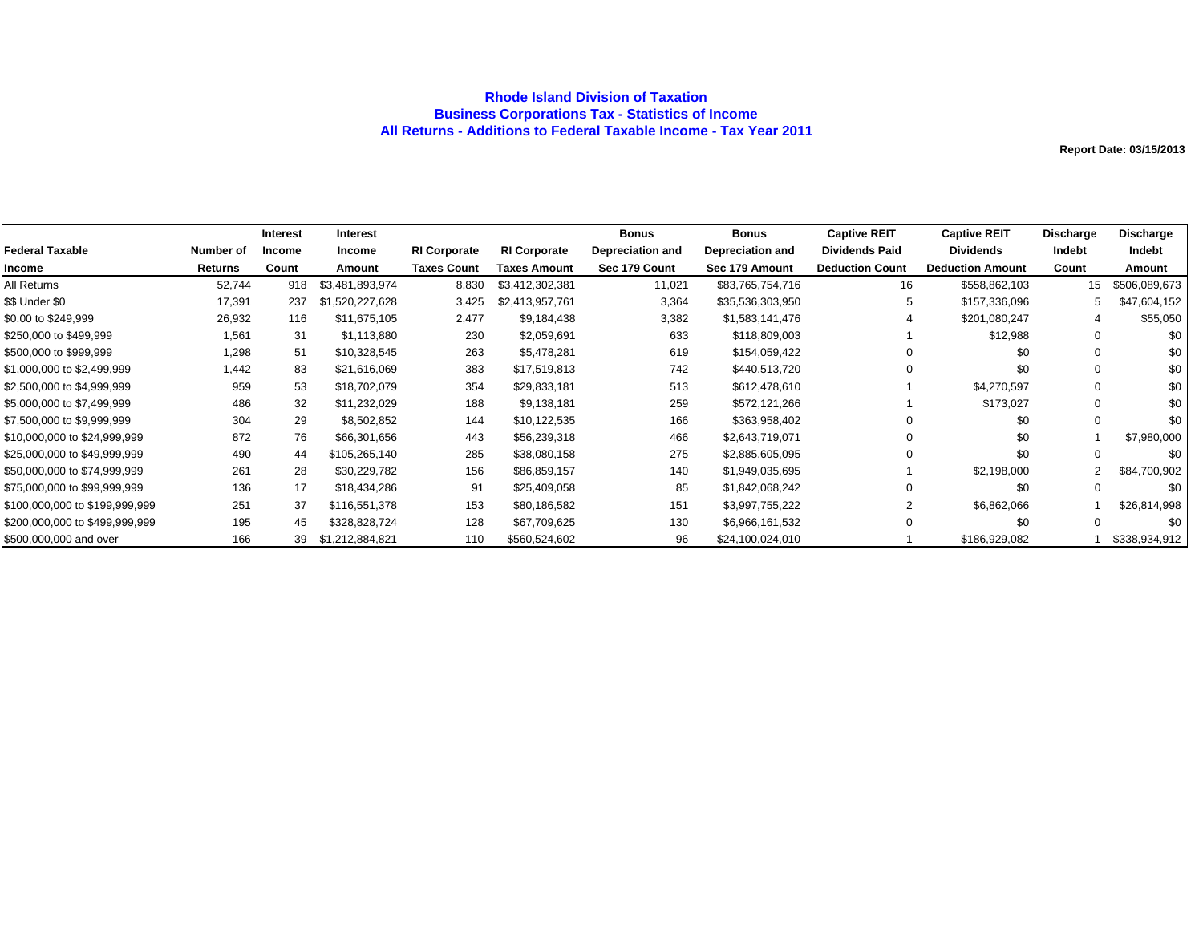# Rhode Island Division of Taxation
## Business Corporations Tax - Statistics of Income
## All Returns - Additions to Federal Taxable Income - Tax Year 2011

**Report Date: 03/15/2013**

| Federal Taxable Income | Number of Returns | Interest Income Count | Interest Income Amount | RI Corporate Taxes Count | RI Corporate Taxes Amount | Bonus Depreciation and Sec 179 Count | Bonus Depreciation and Sec 179 Amount | Captive REIT Dividends Paid Deduction Count | Captive REIT Dividends Deduction Amount | Discharge Indebt Count | Discharge Indebt Amount |
|---|---|---|---|---|---|---|---|---|---|---|---|
| All Returns | 52,744 | 918 | $3,481,893,974 | 8,830 | $3,412,302,381 | 11,021 | $83,765,754,716 | 16 | $558,862,103 | 15 | $506,089,673 |
| $$ Under $0 | 17,391 | 237 | $1,520,227,628 | 3,425 | $2,413,957,761 | 3,364 | $35,536,303,950 | 5 | $157,336,096 | 5 | $47,604,152 |
| $0.00 to $249,999 | 26,932 | 116 | $11,675,105 | 2,477 | $9,184,438 | 3,382 | $1,583,141,476 | 4 | $201,080,247 | 4 | $55,050 |
| $250,000 to $499,999 | 1,561 | 31 | $1,113,880 | 230 | $2,059,691 | 633 | $118,809,003 | 1 | $12,988 | 0 | $0 |
| $500,000 to $999,999 | 1,298 | 51 | $10,328,545 | 263 | $5,478,281 | 619 | $154,059,422 | 0 | $0 | 0 | $0 |
| $1,000,000 to $2,499,999 | 1,442 | 83 | $21,616,069 | 383 | $17,519,813 | 742 | $440,513,720 | 0 | $0 | 0 | $0 |
| $2,500,000 to $4,999,999 | 959 | 53 | $18,702,079 | 354 | $29,833,181 | 513 | $612,478,610 | 1 | $4,270,597 | 0 | $0 |
| $5,000,000 to $7,499,999 | 486 | 32 | $11,232,029 | 188 | $9,138,181 | 259 | $572,121,266 | 1 | $173,027 | 0 | $0 |
| $7,500,000 to $9,999,999 | 304 | 29 | $8,502,852 | 144 | $10,122,535 | 166 | $363,958,402 | 0 | $0 | 0 | $0 |
| $10,000,000 to $24,999,999 | 872 | 76 | $66,301,656 | 443 | $56,239,318 | 466 | $2,643,719,071 | 0 | $0 | 1 | $7,980,000 |
| $25,000,000 to $49,999,999 | 490 | 44 | $105,265,140 | 285 | $38,080,158 | 275 | $2,885,605,095 | 0 | $0 | 0 | $0 |
| $50,000,000 to $74,999,999 | 261 | 28 | $30,229,782 | 156 | $86,859,157 | 140 | $1,949,035,695 | 1 | $2,198,000 | 2 | $84,700,902 |
| $75,000,000 to $99,999,999 | 136 | 17 | $18,434,286 | 91 | $25,409,058 | 85 | $1,842,068,242 | 0 | $0 | 0 | $0 |
| $100,000,000 to $199,999,999 | 251 | 37 | $116,551,378 | 153 | $80,186,582 | 151 | $3,997,755,222 | 2 | $6,862,066 | 1 | $26,814,998 |
| $200,000,000 to $499,999,999 | 195 | 45 | $328,828,724 | 128 | $67,709,625 | 130 | $6,966,161,532 | 0 | $0 | 0 | $0 |
| $500,000,000 and over | 166 | 39 | $1,212,884,821 | 110 | $560,524,602 | 96 | $24,100,024,010 | 1 | $186,929,082 | 1 | $338,934,912 |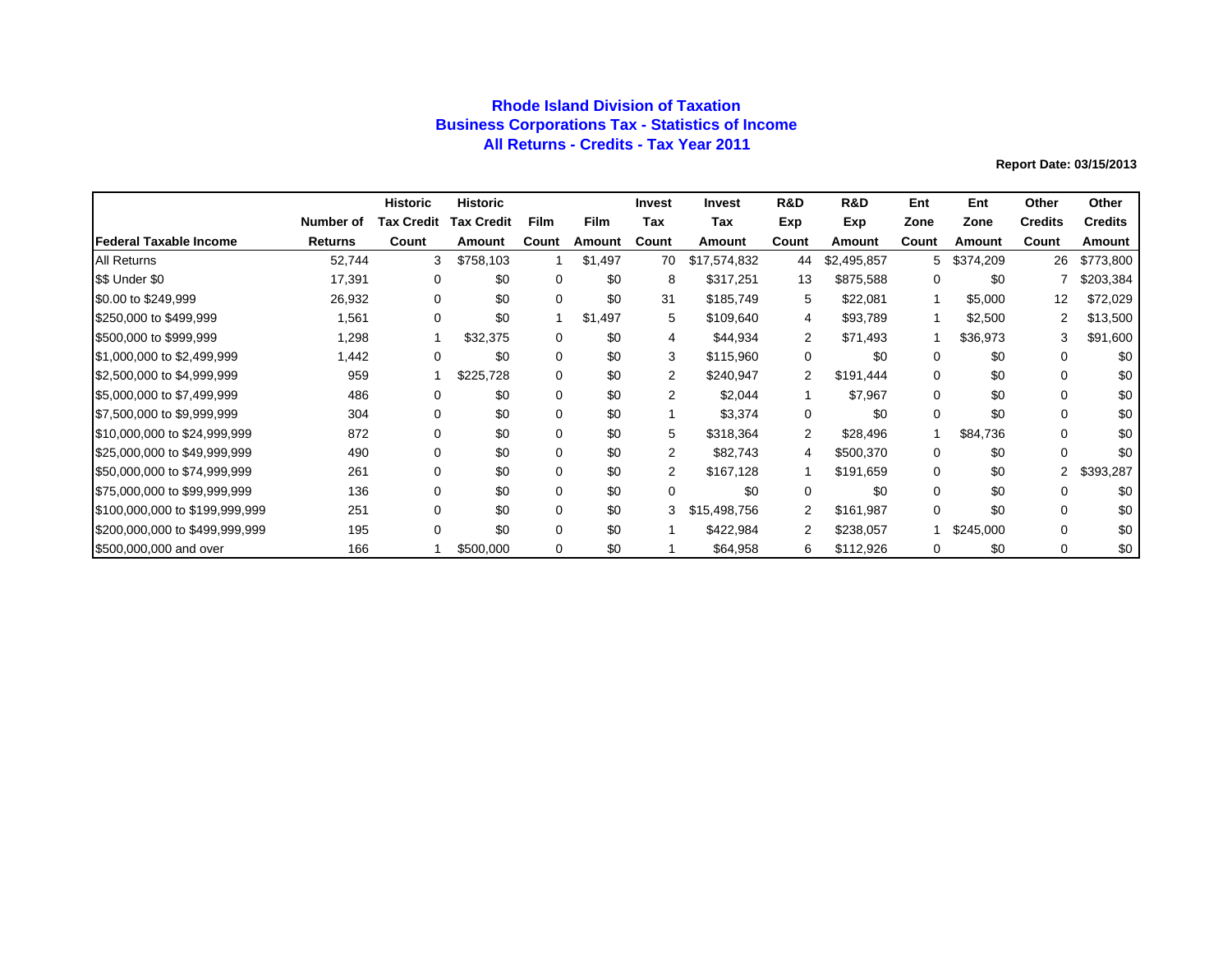# Rhode Island Division of Taxation
## Business Corporations Tax - Statistics of Income
## All Returns - Credits - Tax Year 2011

**Report Date: 03/15/2013**

| Federal Taxable Income | Number of Returns | Historic Tax Credit Count | Historic Tax Credit Amount | Film Count | Film Amount | Invest Tax Count | Invest Tax Amount | R&D Exp Count | R&D Exp Amount | Ent Zone Count | Ent Zone Amount | Other Credits Count | Other Credits Amount |
|---|---|---|---|---|---|---|---|---|---|---|---|---|---|
| All Returns | 52,744 | 3 | $758,103 | 1 | $1,497 | 70 | $17,574,832 | 44 | $2,495,857 | 5 | $374,209 | 26 | $773,800 |
| $$ Under $0 | 17,391 | 0 | $0 | 0 | $0 | 8 | $317,251 | 13 | $875,588 | 0 | $0 | 7 | $203,384 |
| $0.00 to $249,999 | 26,932 | 0 | $0 | 0 | $0 | 31 | $185,749 | 5 | $22,081 | 1 | $5,000 | 12 | $72,029 |
| $250,000 to $499,999 | 1,561 | 0 | $0 | 1 | $1,497 | 5 | $109,640 | 4 | $93,789 | 1 | $2,500 | 2 | $13,500 |
| $500,000 to $999,999 | 1,298 | 1 | $32,375 | 0 | $0 | 4 | $44,934 | 2 | $71,493 | 1 | $36,973 | 3 | $91,600 |
| $1,000,000 to $2,499,999 | 1,442 | 0 | $0 | 0 | $0 | 3 | $115,960 | 0 | $0 | 0 | $0 | 0 | $0 |
| $2,500,000 to $4,999,999 | 959 | 1 | $225,728 | 0 | $0 | 2 | $240,947 | 2 | $191,444 | 0 | $0 | 0 | $0 |
| $5,000,000 to $7,499,999 | 486 | 0 | $0 | 0 | $0 | 2 | $2,044 | 1 | $7,967 | 0 | $0 | 0 | $0 |
| $7,500,000 to $9,999,999 | 304 | 0 | $0 | 0 | $0 | 1 | $3,374 | 0 | $0 | 0 | $0 | 0 | $0 |
| $10,000,000 to $24,999,999 | 872 | 0 | $0 | 0 | $0 | 5 | $318,364 | 2 | $28,496 | 1 | $84,736 | 0 | $0 |
| $25,000,000 to $49,999,999 | 490 | 0 | $0 | 0 | $0 | 2 | $82,743 | 4 | $500,370 | 0 | $0 | 0 | $0 |
| $50,000,000 to $74,999,999 | 261 | 0 | $0 | 0 | $0 | 2 | $167,128 | 1 | $191,659 | 0 | $0 | 2 | $393,287 |
| $75,000,000 to $99,999,999 | 136 | 0 | $0 | 0 | $0 | 0 | $0 | 0 | $0 | 0 | $0 | 0 | $0 |
| $100,000,000 to $199,999,999 | 251 | 0 | $0 | 0 | $0 | 3 | $15,498,756 | 2 | $161,987 | 0 | $0 | 0 | $0 |
| $200,000,000 to $499,999,999 | 195 | 0 | $0 | 0 | $0 | 1 | $422,984 | 2 | $238,057 | 1 | $245,000 | 0 | $0 |
| $500,000,000 and over | 166 | 1 | $500,000 | 0 | $0 | 1 | $64,958 | 6 | $112,926 | 0 | $0 | 0 | $0 |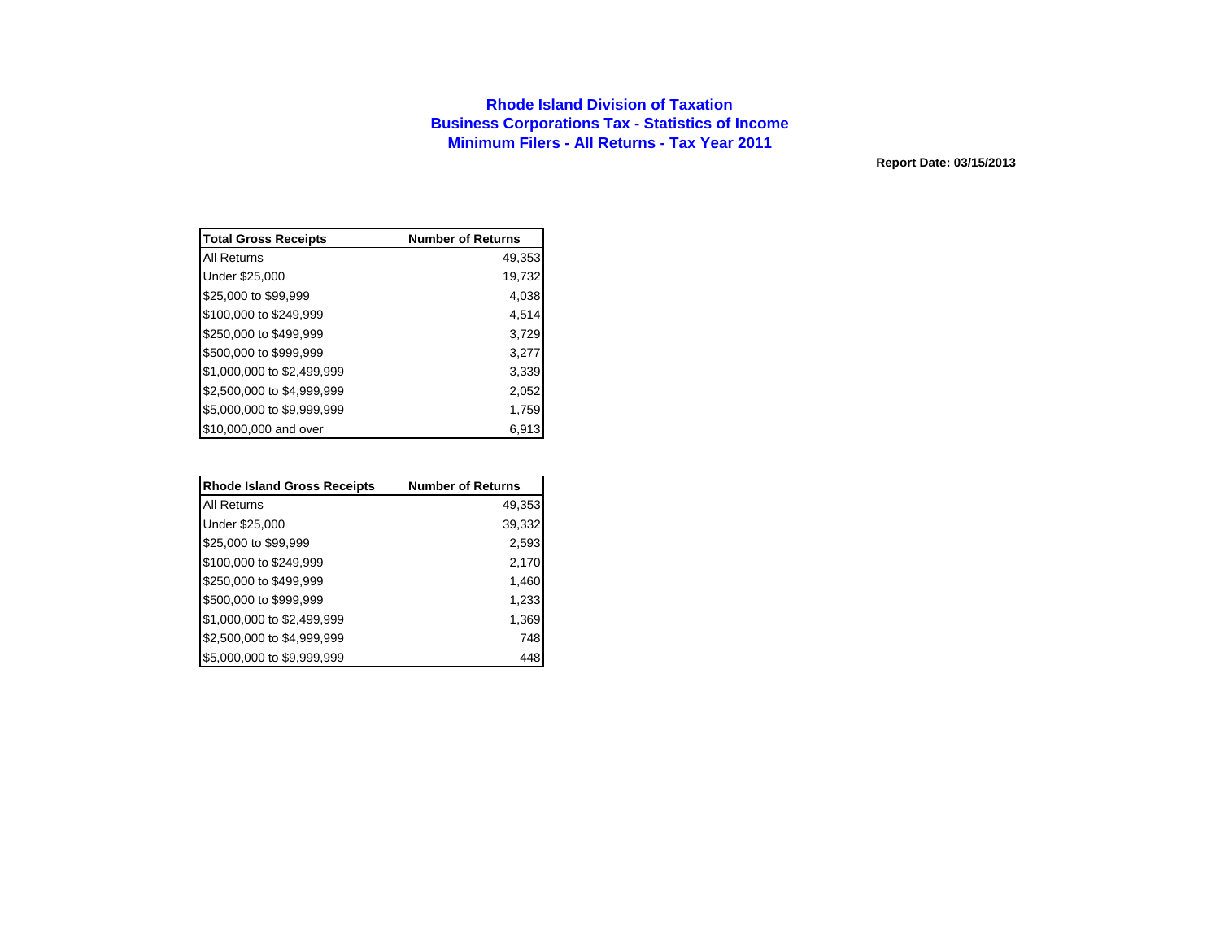**Rhode Island Division of Taxation**
**Business Corporations Tax - Statistics of Income**
**Minimum Filers - All Returns - Tax Year 2011**

**Report Date: 03/15/2013**

| Total Gross Receipts | Number of Returns |
|---|---|
| All Returns | 49,353 |
| Under $25,000 | 19,732 |
| $25,000 to $99,999 | 4,038 |
| $100,000 to $249,999 | 4,514 |
| $250,000 to $499,999 | 3,729 |
| $500,000 to $999,999 | 3,277 |
| $1,000,000 to $2,499,999 | 3,339 |
| $2,500,000 to $4,999,999 | 2,052 |
| $5,000,000 to $9,999,999 | 1,759 |
| $10,000,000 and over | 6,913 |

| Rhode Island Gross Receipts | Number of Returns |
|---|---|
| All Returns | 49,353 |
| Under $25,000 | 39,332 |
| $25,000 to $99,999 | 2,593 |
| $100,000 to $249,999 | 2,170 |
| $250,000 to $499,999 | 1,460 |
| $500,000 to $999,999 | 1,233 |
| $1,000,000 to $2,499,999 | 1,369 |
| $2,500,000 to $4,999,999 | 748 |
| $5,000,000 to $9,999,999 | 448 |